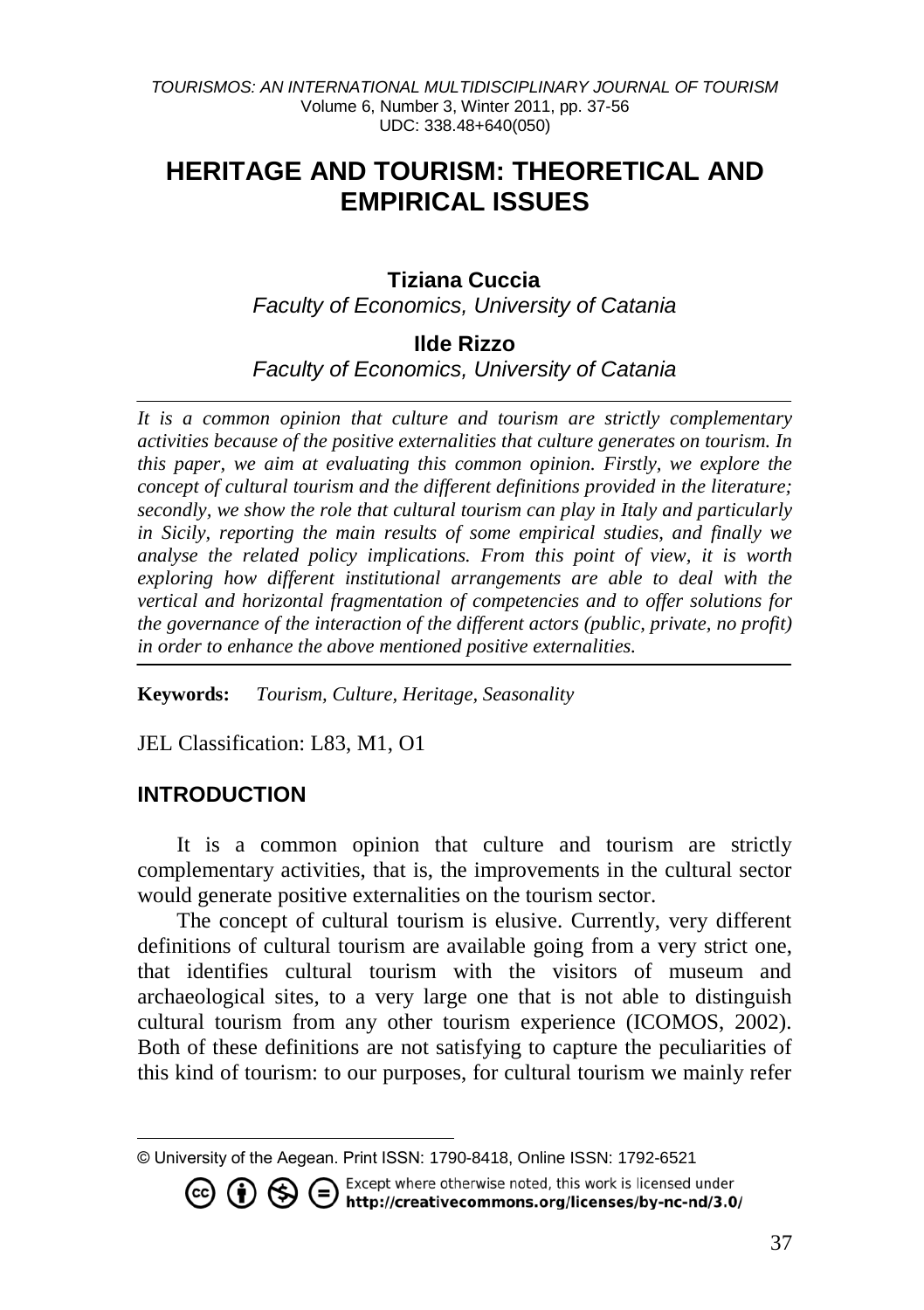# HERITAGE AND TOURISM: THEORETICAL AND EMPIRICAL ISSUES

**Tiziana Cuccia**
*Faculty of Economics, University of Catania*

**Ilde Rizzo**
*Faculty of Economics, University of Catania*

*It is a common opinion that culture and tourism are strictly complementary activities because of the positive externalities that culture generates on tourism. In this paper, we aim at evaluating this common opinion. Firstly, we explore the concept of cultural tourism and the different definitions provided in the literature; secondly, we show the role that cultural tourism can play in Italy and particularly in Sicily, reporting the main results of some empirical studies, and finally we analyse the related policy implications. From this point of view, it is worth exploring how different institutional arrangements are able to deal with the vertical and horizontal fragmentation of competencies and to offer solutions for the governance of the interaction of the different actors (public, private, no profit) in order to enhance the above mentioned positive externalities.*

**Keywords:** *Tourism, Culture, Heritage, Seasonality*

JEL Classification: L83, M1, O1

## INTRODUCTION

It is a common opinion that culture and tourism are strictly complementary activities, that is, the improvements in the cultural sector would generate positive externalities on the tourism sector.

The concept of cultural tourism is elusive. Currently, very different definitions of cultural tourism are available going from a very strict one, that identifies cultural tourism with the visitors of museum and archaeological sites, to a very large one that is not able to distinguish cultural tourism from any other tourism experience (ICOMOS, 2002). Both of these definitions are not satisfying to capture the peculiarities of this kind of tourism: to our purposes, for cultural tourism we mainly refer

© University of the Aegean. Print ISSN: 1790-8418, Online ISSN: 1792-6521

Except where otherwise noted, this work is licensed under http://creativecommons.org/licenses/by-nc-nd/3.0/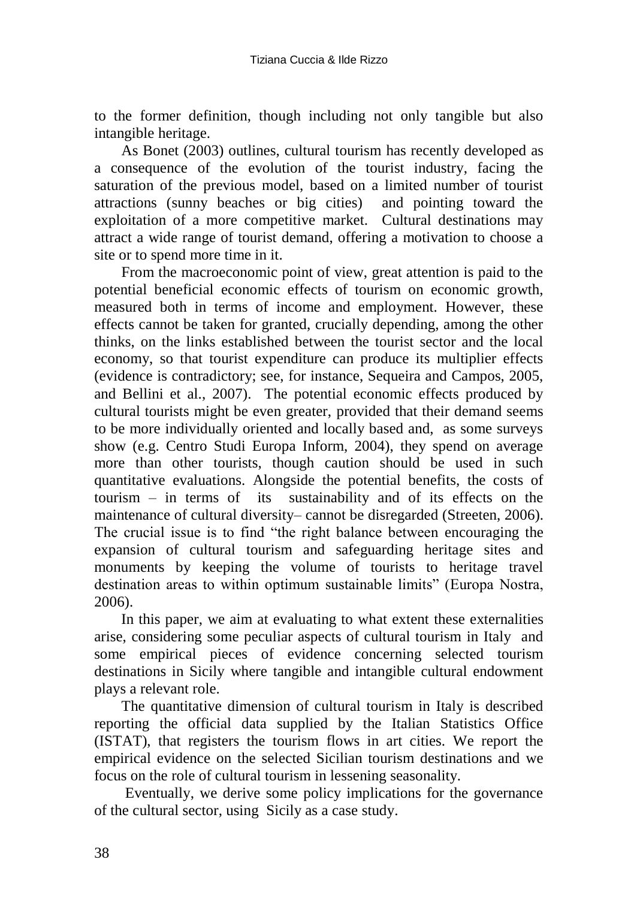to the former definition, though including not only tangible but also intangible heritage.

As Bonet (2003) outlines, cultural tourism has recently developed as a consequence of the evolution of the tourist industry, facing the saturation of the previous model, based on a limited number of tourist attractions (sunny beaches or big cities) and pointing toward the exploitation of a more competitive market. Cultural destinations may attract a wide range of tourist demand, offering a motivation to choose a site or to spend more time in it.

From the macroeconomic point of view, great attention is paid to the potential beneficial economic effects of tourism on economic growth, measured both in terms of income and employment. However, these effects cannot be taken for granted, crucially depending, among the other thinks, on the links established between the tourist sector and the local economy, so that tourist expenditure can produce its multiplier effects (evidence is contradictory; see, for instance, Sequeira and Campos, 2005, and Bellini et al., 2007). The potential economic effects produced by cultural tourists might be even greater, provided that their demand seems to be more individually oriented and locally based and, as some surveys show (e.g. Centro Studi Europa Inform, 2004), they spend on average more than other tourists, though caution should be used in such quantitative evaluations. Alongside the potential benefits, the costs of tourism – in terms of its sustainability and of its effects on the maintenance of cultural diversity– cannot be disregarded (Streeten, 2006). The crucial issue is to find "the right balance between encouraging the expansion of cultural tourism and safeguarding heritage sites and monuments by keeping the volume of tourists to heritage travel destination areas to within optimum sustainable limits" (Europa Nostra, 2006).

In this paper, we aim at evaluating to what extent these externalities arise, considering some peculiar aspects of cultural tourism in Italy and some empirical pieces of evidence concerning selected tourism destinations in Sicily where tangible and intangible cultural endowment plays a relevant role.

The quantitative dimension of cultural tourism in Italy is described reporting the official data supplied by the Italian Statistics Office (ISTAT), that registers the tourism flows in art cities. We report the empirical evidence on the selected Sicilian tourism destinations and we focus on the role of cultural tourism in lessening seasonality.

Eventually, we derive some policy implications for the governance of the cultural sector, using Sicily as a case study.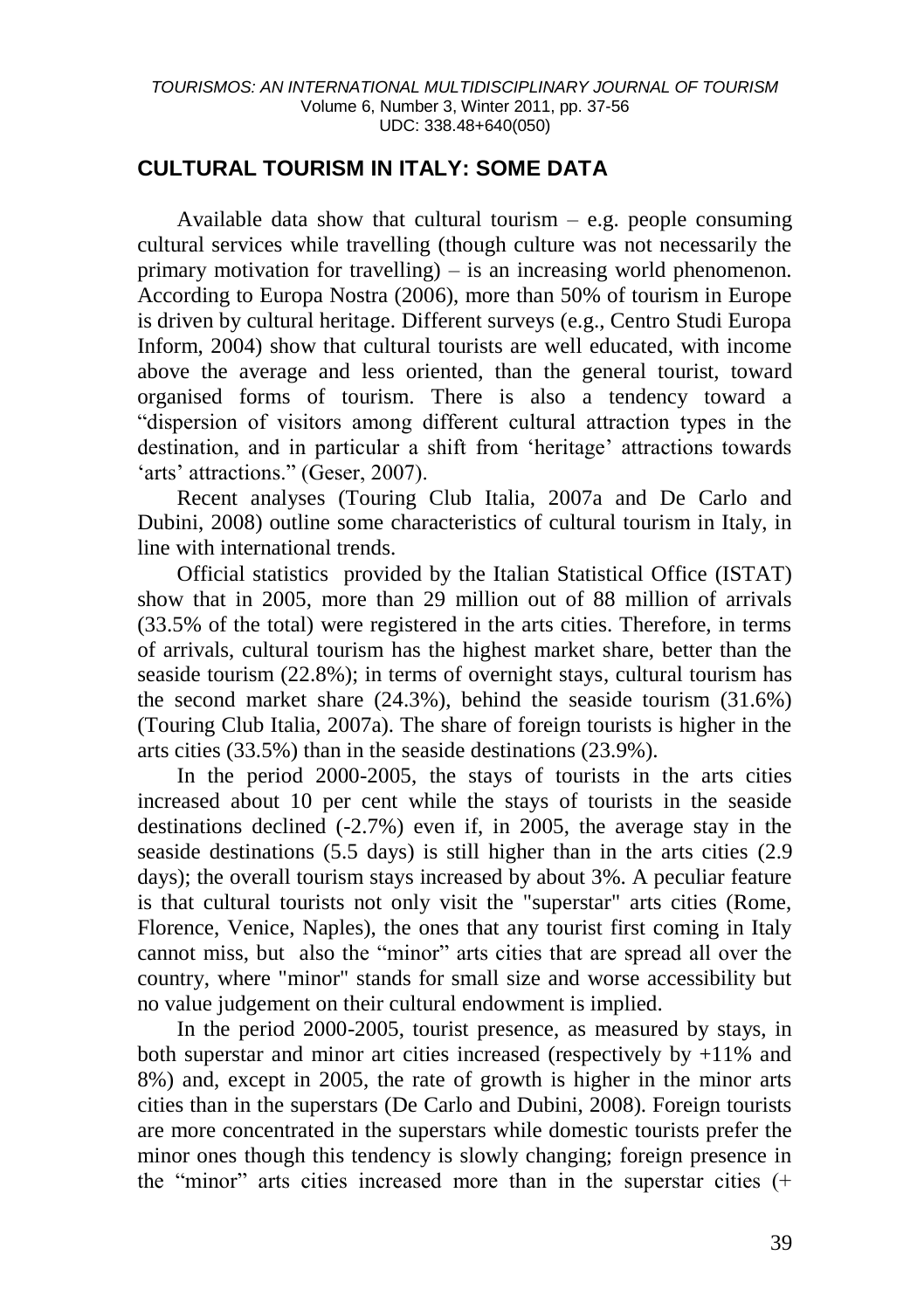## CULTURAL TOURISM IN ITALY: SOME DATA

Available data show that cultural tourism – e.g. people consuming cultural services while travelling (though culture was not necessarily the primary motivation for travelling) – is an increasing world phenomenon. According to Europa Nostra (2006), more than 50% of tourism in Europe is driven by cultural heritage. Different surveys (e.g., Centro Studi Europa Inform, 2004) show that cultural tourists are well educated, with income above the average and less oriented, than the general tourist, toward organised forms of tourism. There is also a tendency toward a "dispersion of visitors among different cultural attraction types in the destination, and in particular a shift from 'heritage' attractions towards 'arts' attractions." (Geser, 2007).

Recent analyses (Touring Club Italia, 2007a and De Carlo and Dubini, 2008) outline some characteristics of cultural tourism in Italy, in line with international trends.

Official statistics provided by the Italian Statistical Office (ISTAT) show that in 2005, more than 29 million out of 88 million of arrivals (33.5% of the total) were registered in the arts cities. Therefore, in terms of arrivals, cultural tourism has the highest market share, better than the seaside tourism (22.8%); in terms of overnight stays, cultural tourism has the second market share (24.3%), behind the seaside tourism (31.6%) (Touring Club Italia, 2007a). The share of foreign tourists is higher in the arts cities (33.5%) than in the seaside destinations (23.9%).

In the period 2000-2005, the stays of tourists in the arts cities increased about 10 per cent while the stays of tourists in the seaside destinations declined (-2.7%) even if, in 2005, the average stay in the seaside destinations (5.5 days) is still higher than in the arts cities (2.9 days); the overall tourism stays increased by about 3%. A peculiar feature is that cultural tourists not only visit the "superstar" arts cities (Rome, Florence, Venice, Naples), the ones that any tourist first coming in Italy cannot miss, but also the "minor" arts cities that are spread all over the country, where "minor" stands for small size and worse accessibility but no value judgement on their cultural endowment is implied.

In the period 2000-2005, tourist presence, as measured by stays, in both superstar and minor art cities increased (respectively by +11% and 8%) and, except in 2005, the rate of growth is higher in the minor arts cities than in the superstars (De Carlo and Dubini, 2008). Foreign tourists are more concentrated in the superstars while domestic tourists prefer the minor ones though this tendency is slowly changing; foreign presence in the "minor" arts cities increased more than in the superstar cities (+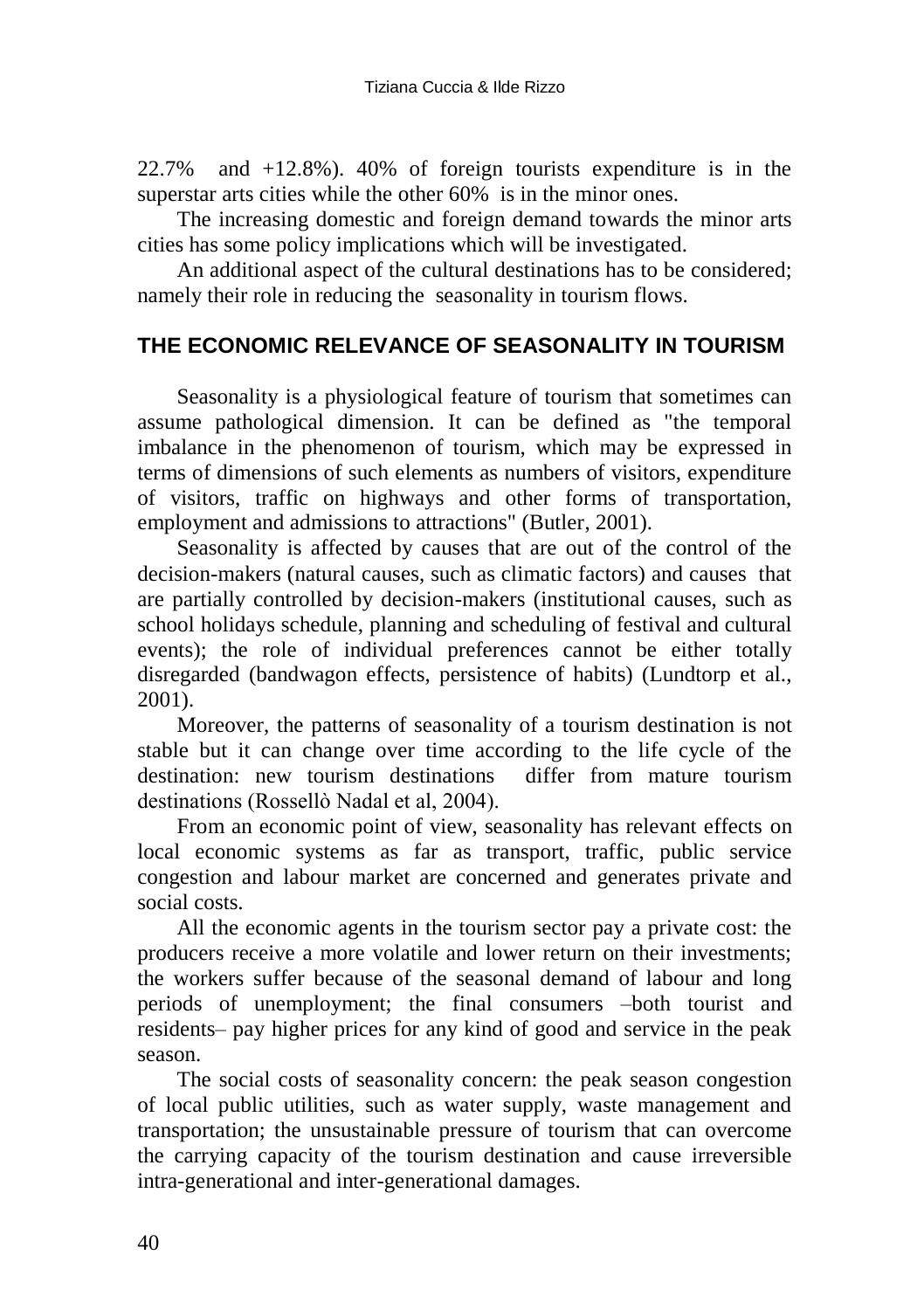22.7% and +12.8%). 40% of foreign tourists expenditure is in the superstar arts cities while the other 60% is in the minor ones.

The increasing domestic and foreign demand towards the minor arts cities has some policy implications which will be investigated.

An additional aspect of the cultural destinations has to be considered; namely their role in reducing the seasonality in tourism flows.

## THE ECONOMIC RELEVANCE OF SEASONALITY IN TOURISM

Seasonality is a physiological feature of tourism that sometimes can assume pathological dimension. It can be defined as "the temporal imbalance in the phenomenon of tourism, which may be expressed in terms of dimensions of such elements as numbers of visitors, expenditure of visitors, traffic on highways and other forms of transportation, employment and admissions to attractions" (Butler, 2001).

Seasonality is affected by causes that are out of the control of the decision-makers (natural causes, such as climatic factors) and causes that are partially controlled by decision-makers (institutional causes, such as school holidays schedule, planning and scheduling of festival and cultural events); the role of individual preferences cannot be either totally disregarded (bandwagon effects, persistence of habits) (Lundtorp et al., 2001).

Moreover, the patterns of seasonality of a tourism destination is not stable but it can change over time according to the life cycle of the destination: new tourism destinations differ from mature tourism destinations (Rossellò Nadal et al, 2004).

From an economic point of view, seasonality has relevant effects on local economic systems as far as transport, traffic, public service congestion and labour market are concerned and generates private and social costs.

All the economic agents in the tourism sector pay a private cost: the producers receive a more volatile and lower return on their investments; the workers suffer because of the seasonal demand of labour and long periods of unemployment; the final consumers –both tourist and residents– pay higher prices for any kind of good and service in the peak season.

The social costs of seasonality concern: the peak season congestion of local public utilities, such as water supply, waste management and transportation; the unsustainable pressure of tourism that can overcome the carrying capacity of the tourism destination and cause irreversible intra-generational and inter-generational damages.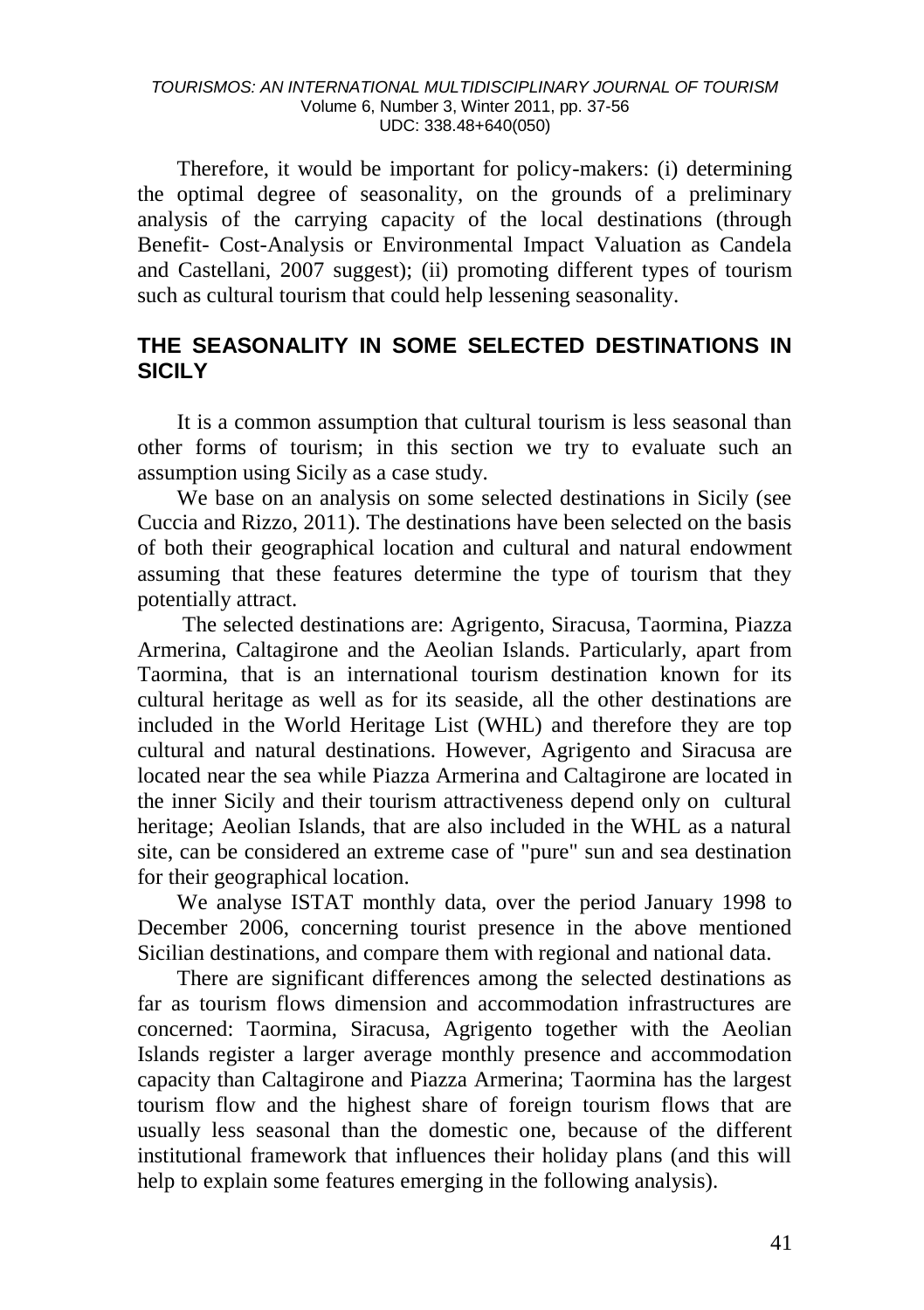Therefore, it would be important for policy-makers: (i) determining the optimal degree of seasonality, on the grounds of a preliminary analysis of the carrying capacity of the local destinations (through Benefit- Cost-Analysis or Environmental Impact Valuation as Candela and Castellani, 2007 suggest); (ii) promoting different types of tourism such as cultural tourism that could help lessening seasonality.

## THE SEASONALITY IN SOME SELECTED DESTINATIONS IN SICILY

It is a common assumption that cultural tourism is less seasonal than other forms of tourism; in this section we try to evaluate such an assumption using Sicily as a case study.

We base on an analysis on some selected destinations in Sicily (see Cuccia and Rizzo, 2011). The destinations have been selected on the basis of both their geographical location and cultural and natural endowment assuming that these features determine the type of tourism that they potentially attract.

The selected destinations are: Agrigento, Siracusa, Taormina, Piazza Armerina, Caltagirone and the Aeolian Islands. Particularly, apart from Taormina, that is an international tourism destination known for its cultural heritage as well as for its seaside, all the other destinations are included in the World Heritage List (WHL) and therefore they are top cultural and natural destinations. However, Agrigento and Siracusa are located near the sea while Piazza Armerina and Caltagirone are located in the inner Sicily and their tourism attractiveness depend only on cultural heritage; Aeolian Islands, that are also included in the WHL as a natural site, can be considered an extreme case of "pure" sun and sea destination for their geographical location.

We analyse ISTAT monthly data, over the period January 1998 to December 2006, concerning tourist presence in the above mentioned Sicilian destinations, and compare them with regional and national data.

There are significant differences among the selected destinations as far as tourism flows dimension and accommodation infrastructures are concerned: Taormina, Siracusa, Agrigento together with the Aeolian Islands register a larger average monthly presence and accommodation capacity than Caltagirone and Piazza Armerina; Taormina has the largest tourism flow and the highest share of foreign tourism flows that are usually less seasonal than the domestic one, because of the different institutional framework that influences their holiday plans (and this will help to explain some features emerging in the following analysis).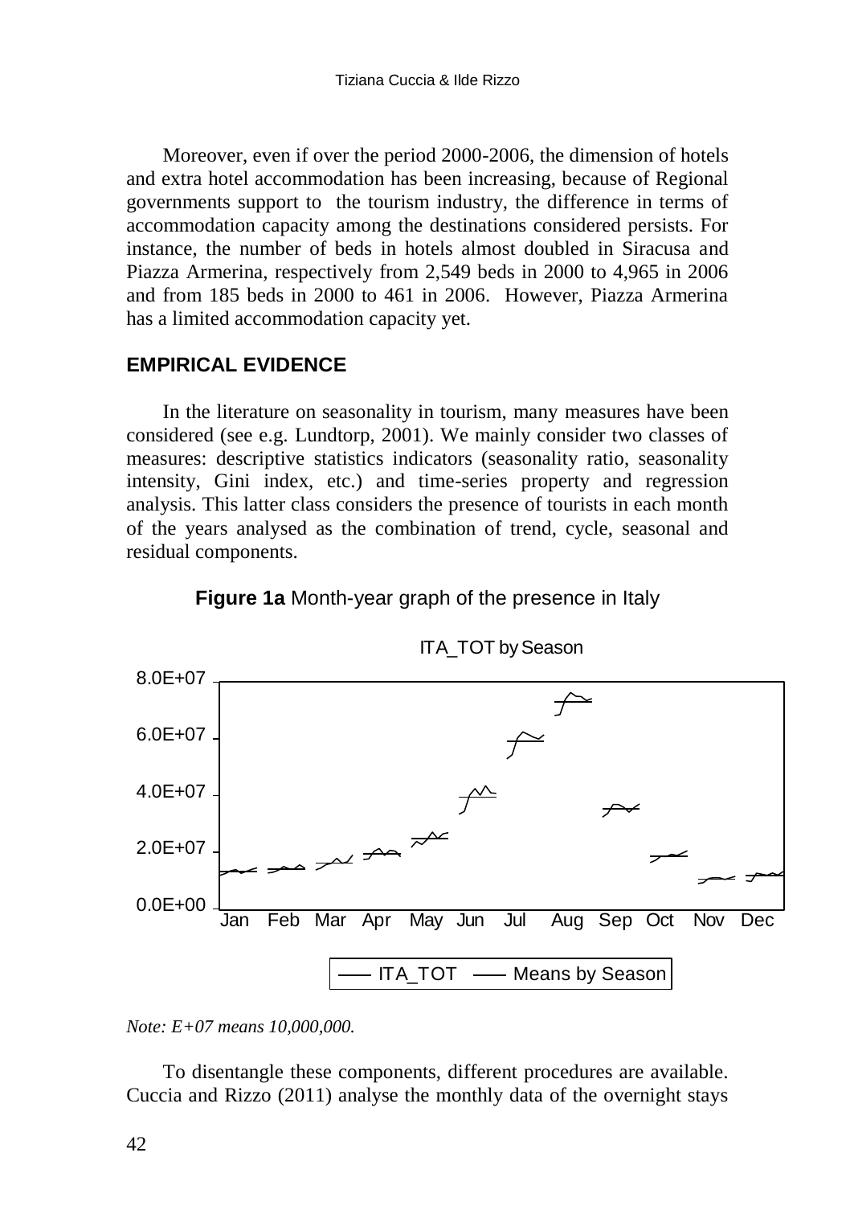Moreover, even if over the period 2000-2006, the dimension of hotels and extra hotel accommodation has been increasing, because of Regional governments support to the tourism industry, the difference in terms of accommodation capacity among the destinations considered persists. For instance, the number of beds in hotels almost doubled in Siracusa and Piazza Armerina, respectively from 2,549 beds in 2000 to 4,965 in 2006 and from 185 beds in 2000 to 461 in 2006. However, Piazza Armerina has a limited accommodation capacity yet.

## EMPIRICAL EVIDENCE

In the literature on seasonality in tourism, many measures have been considered (see e.g. Lundtorp, 2001). We mainly consider two classes of measures: descriptive statistics indicators (seasonality ratio, seasonality intensity, Gini index, etc.) and time-series property and regression analysis. This latter class considers the presence of tourists in each month of the years analysed as the combination of trend, cycle, seasonal and residual components.

**Figure 1a** Month-year graph of the presence in Italy

*Note: E+07 means 10,000,000.*

To disentangle these components, different procedures are available. Cuccia and Rizzo (2011) analyse the monthly data of the overnight stays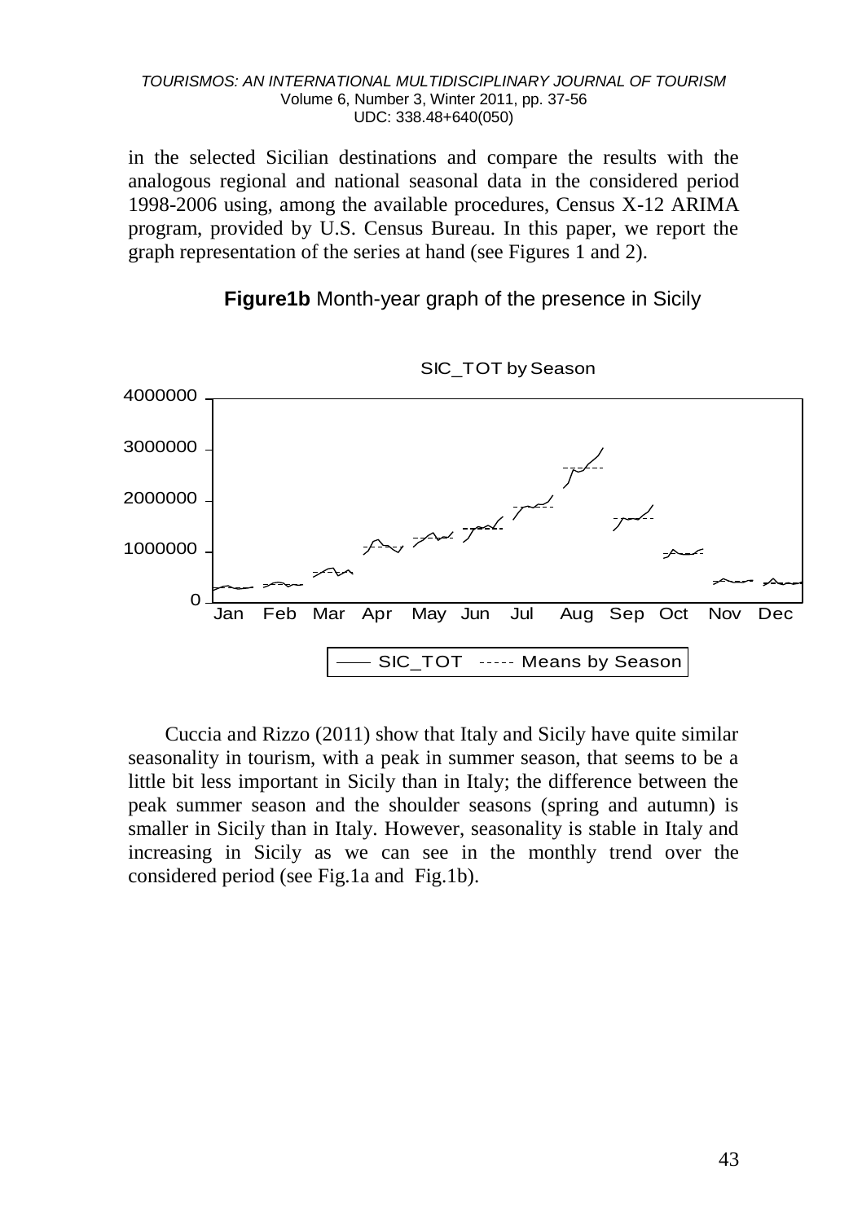in the selected Sicilian destinations and compare the results with the analogous regional and national seasonal data in the considered period 1998-2006 using, among the available procedures, Census X-12 ARIMA program, provided by U.S. Census Bureau. In this paper, we report the graph representation of the series at hand (see Figures 1 and 2).

**Figure1b** Month-year graph of the presence in Sicily

Cuccia and Rizzo (2011) show that Italy and Sicily have quite similar seasonality in tourism, with a peak in summer season, that seems to be a little bit less important in Sicily than in Italy; the difference between the peak summer season and the shoulder seasons (spring and autumn) is smaller in Sicily than in Italy. However, seasonality is stable in Italy and increasing in Sicily as we can see in the monthly trend over the considered period (see Fig.1a and Fig.1b).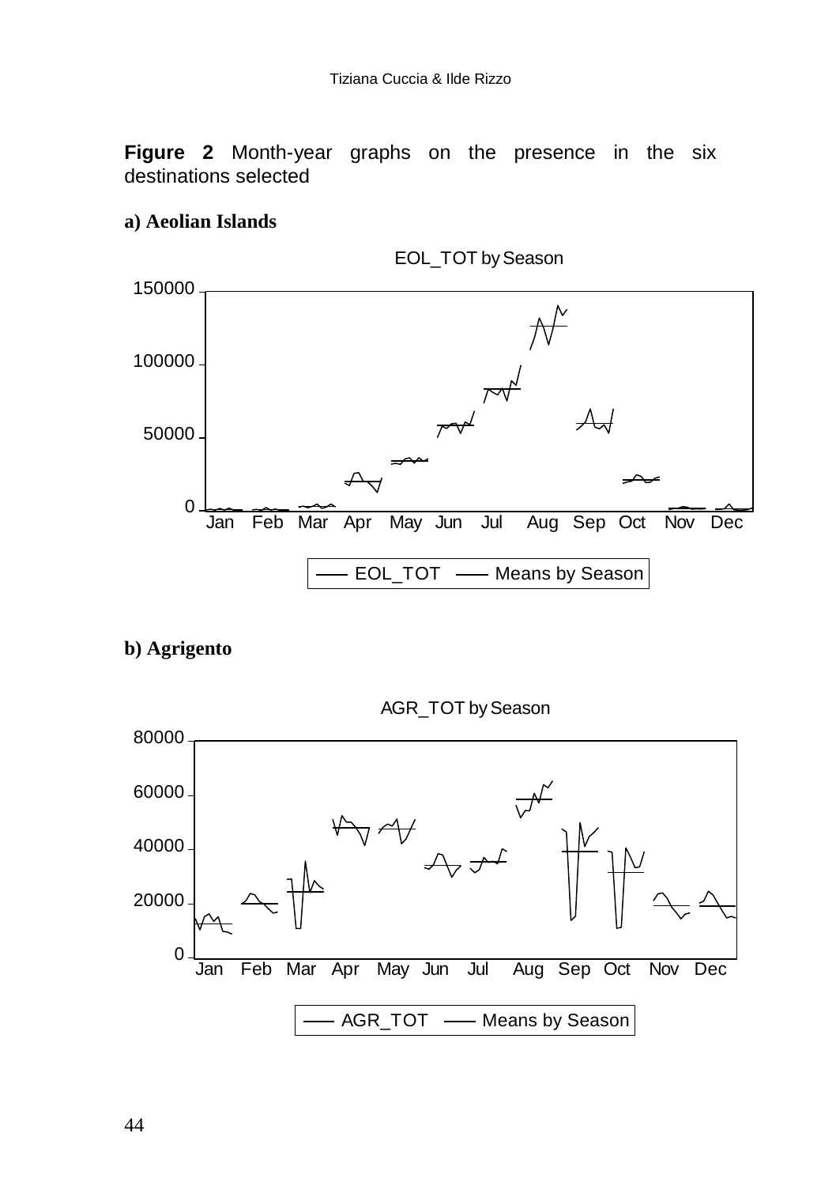**Figure 2** Month-year graphs on the presence in the six destinations selected

**a) Aeolian Islands**

**b) Agrigento**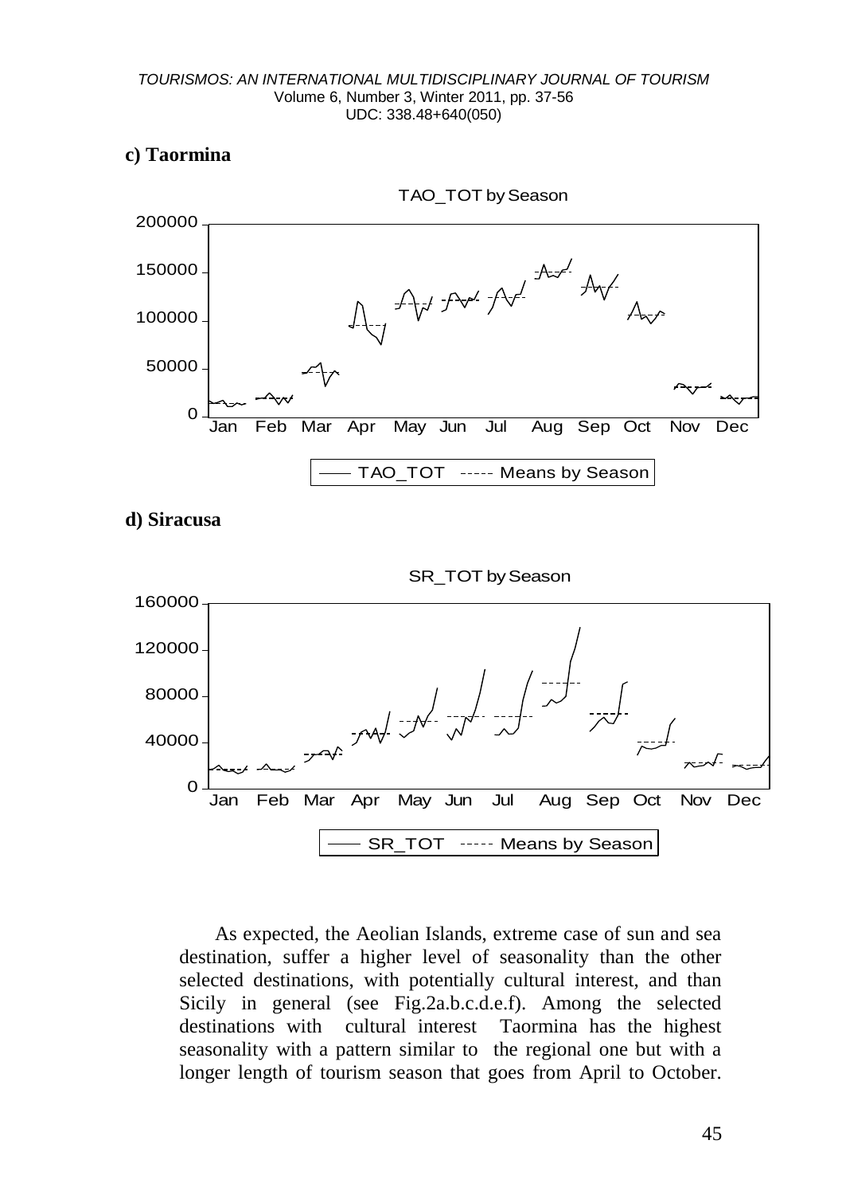**c) Taormina**

**d) Siracusa**

As expected, the Aeolian Islands, extreme case of sun and sea destination, suffer a higher level of seasonality than the other selected destinations, with potentially cultural interest, and than Sicily in general (see Fig.2a.b.c.d.e.f). Among the selected destinations with cultural interest Taormina has the highest seasonality with a pattern similar to the regional one but with a longer length of tourism season that goes from April to October.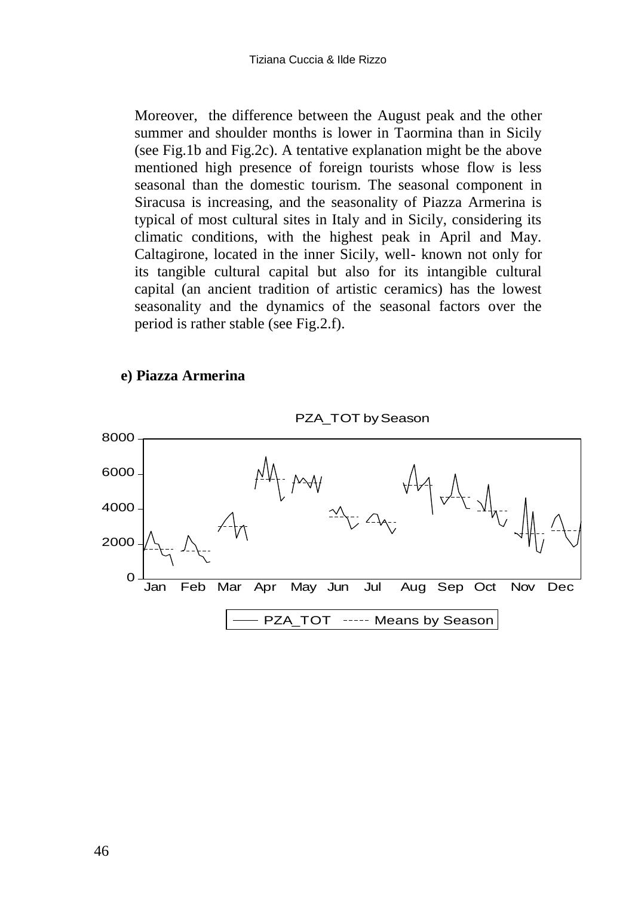Moreover, the difference between the August peak and the other summer and shoulder months is lower in Taormina than in Sicily (see Fig.1b and Fig.2c). A tentative explanation might be the above mentioned high presence of foreign tourists whose flow is less seasonal than the domestic tourism. The seasonal component in Siracusa is increasing, and the seasonality of Piazza Armerina is typical of most cultural sites in Italy and in Sicily, considering its climatic conditions, with the highest peak in April and May. Caltagirone, located in the inner Sicily, well- known not only for its tangible cultural capital but also for its intangible cultural capital (an ancient tradition of artistic ceramics) has the lowest seasonality and the dynamics of the seasonal factors over the period is rather stable (see Fig.2.f).

**e) Piazza Armerina**

PZA_TOT by Season

PZA_TOT ----- Means by Season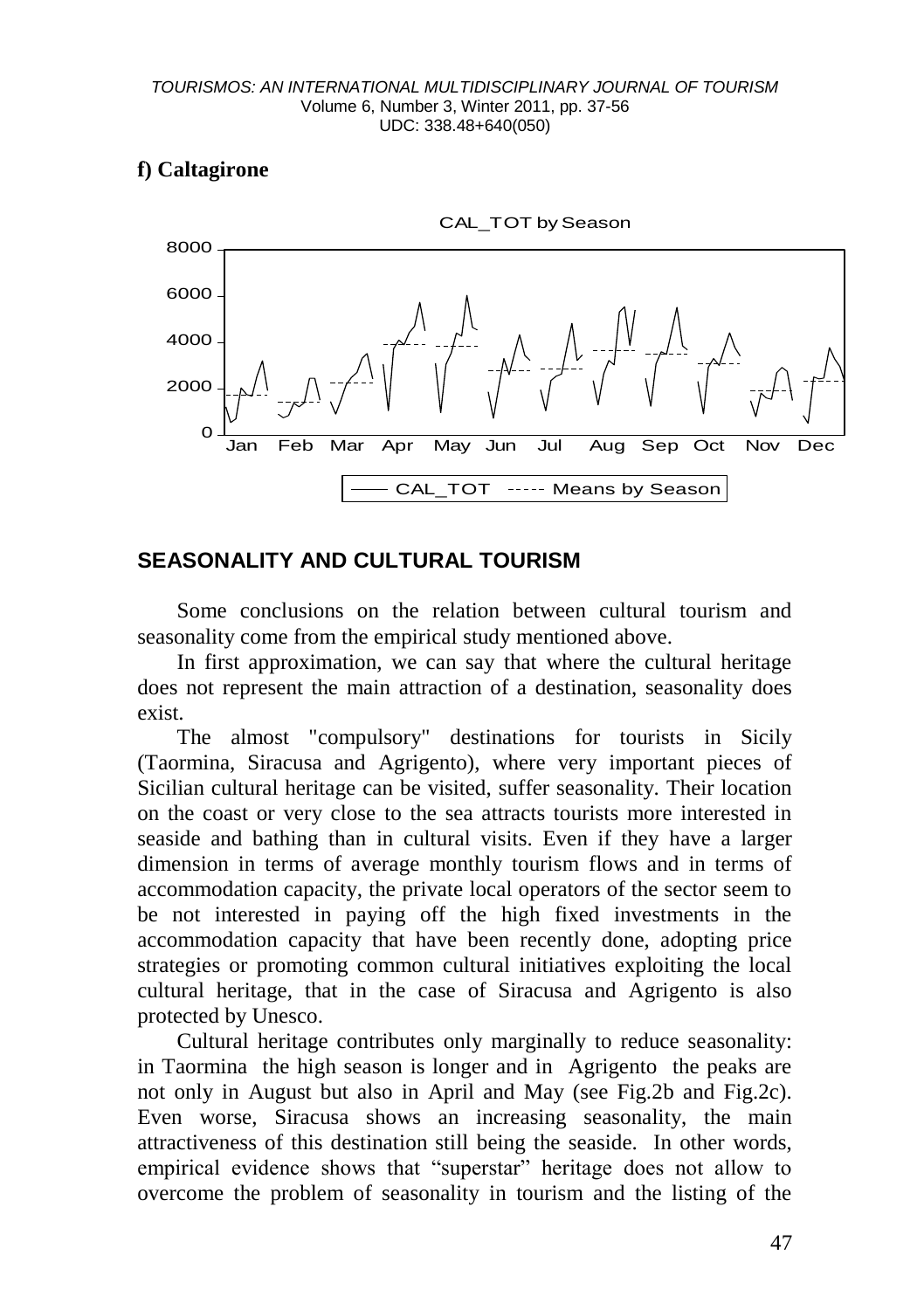**f) Caltagirone**

CAL_TOT by Season

## SEASONALITY AND CULTURAL TOURISM

Some conclusions on the relation between cultural tourism and seasonality come from the empirical study mentioned above.

In first approximation, we can say that where the cultural heritage does not represent the main attraction of a destination, seasonality does exist.

The almost "compulsory" destinations for tourists in Sicily (Taormina, Siracusa and Agrigento), where very important pieces of Sicilian cultural heritage can be visited, suffer seasonality. Their location on the coast or very close to the sea attracts tourists more interested in seaside and bathing than in cultural visits. Even if they have a larger dimension in terms of average monthly tourism flows and in terms of accommodation capacity, the private local operators of the sector seem to be not interested in paying off the high fixed investments in the accommodation capacity that have been recently done, adopting price strategies or promoting common cultural initiatives exploiting the local cultural heritage, that in the case of Siracusa and Agrigento is also protected by Unesco.

Cultural heritage contributes only marginally to reduce seasonality: in Taormina the high season is longer and in Agrigento the peaks are not only in August but also in April and May (see Fig.2b and Fig.2c). Even worse, Siracusa shows an increasing seasonality, the main attractiveness of this destination still being the seaside. In other words, empirical evidence shows that "superstar" heritage does not allow to overcome the problem of seasonality in tourism and the listing of the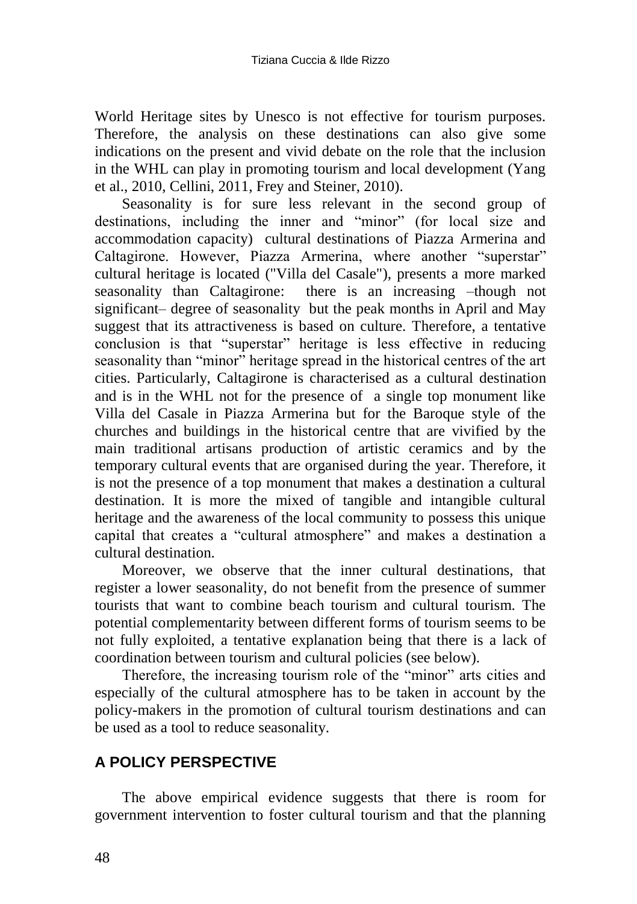World Heritage sites by Unesco is not effective for tourism purposes. Therefore, the analysis on these destinations can also give some indications on the present and vivid debate on the role that the inclusion in the WHL can play in promoting tourism and local development (Yang et al., 2010, Cellini, 2011, Frey and Steiner, 2010).

Seasonality is for sure less relevant in the second group of destinations, including the inner and "minor" (for local size and accommodation capacity) cultural destinations of Piazza Armerina and Caltagirone. However, Piazza Armerina, where another "superstar" cultural heritage is located ("Villa del Casale"), presents a more marked seasonality than Caltagirone: there is an increasing –though not significant– degree of seasonality but the peak months in April and May suggest that its attractiveness is based on culture. Therefore, a tentative conclusion is that "superstar" heritage is less effective in reducing seasonality than "minor" heritage spread in the historical centres of the art cities. Particularly, Caltagirone is characterised as a cultural destination and is in the WHL not for the presence of a single top monument like Villa del Casale in Piazza Armerina but for the Baroque style of the churches and buildings in the historical centre that are vivified by the main traditional artisans production of artistic ceramics and by the temporary cultural events that are organised during the year. Therefore, it is not the presence of a top monument that makes a destination a cultural destination. It is more the mixed of tangible and intangible cultural heritage and the awareness of the local community to possess this unique capital that creates a "cultural atmosphere" and makes a destination a cultural destination.

Moreover, we observe that the inner cultural destinations, that register a lower seasonality, do not benefit from the presence of summer tourists that want to combine beach tourism and cultural tourism. The potential complementarity between different forms of tourism seems to be not fully exploited, a tentative explanation being that there is a lack of coordination between tourism and cultural policies (see below).

Therefore, the increasing tourism role of the "minor" arts cities and especially of the cultural atmosphere has to be taken in account by the policy-makers in the promotion of cultural tourism destinations and can be used as a tool to reduce seasonality.

## A POLICY PERSPECTIVE

The above empirical evidence suggests that there is room for government intervention to foster cultural tourism and that the planning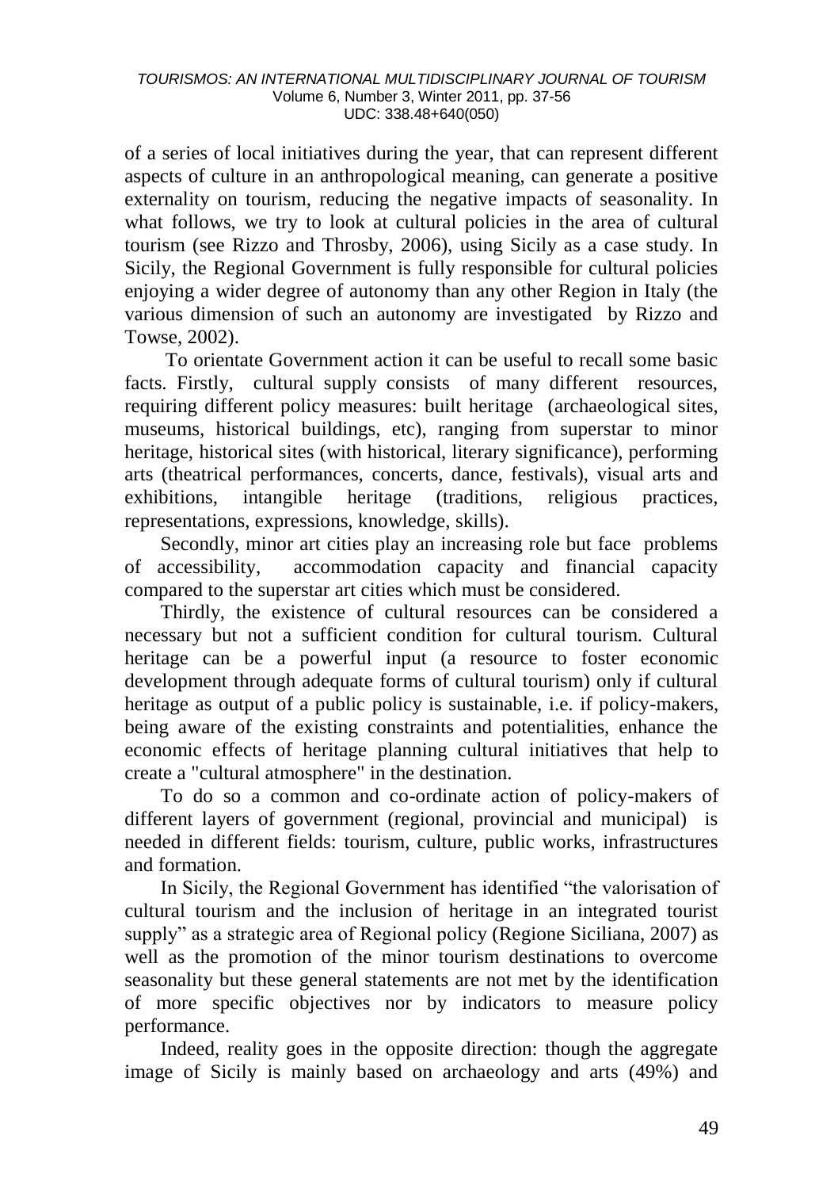of a series of local initiatives during the year, that can represent different aspects of culture in an anthropological meaning, can generate a positive externality on tourism, reducing the negative impacts of seasonality. In what follows, we try to look at cultural policies in the area of cultural tourism (see Rizzo and Throsby, 2006), using Sicily as a case study. In Sicily, the Regional Government is fully responsible for cultural policies enjoying a wider degree of autonomy than any other Region in Italy (the various dimension of such an autonomy are investigated by Rizzo and Towse, 2002).

To orientate Government action it can be useful to recall some basic facts. Firstly, cultural supply consists of many different resources, requiring different policy measures: built heritage (archaeological sites, museums, historical buildings, etc), ranging from superstar to minor heritage, historical sites (with historical, literary significance), performing arts (theatrical performances, concerts, dance, festivals), visual arts and exhibitions, intangible heritage (traditions, religious practices, representations, expressions, knowledge, skills).

Secondly, minor art cities play an increasing role but face problems of accessibility, accommodation capacity and financial capacity compared to the superstar art cities which must be considered.

Thirdly, the existence of cultural resources can be considered a necessary but not a sufficient condition for cultural tourism. Cultural heritage can be a powerful input (a resource to foster economic development through adequate forms of cultural tourism) only if cultural heritage as output of a public policy is sustainable, i.e. if policy-makers, being aware of the existing constraints and potentialities, enhance the economic effects of heritage planning cultural initiatives that help to create a "cultural atmosphere" in the destination.

To do so a common and co-ordinate action of policy-makers of different layers of government (regional, provincial and municipal) is needed in different fields: tourism, culture, public works, infrastructures and formation.

In Sicily, the Regional Government has identified "the valorisation of cultural tourism and the inclusion of heritage in an integrated tourist supply" as a strategic area of Regional policy (Regione Siciliana, 2007) as well as the promotion of the minor tourism destinations to overcome seasonality but these general statements are not met by the identification of more specific objectives nor by indicators to measure policy performance.

Indeed, reality goes in the opposite direction: though the aggregate image of Sicily is mainly based on archaeology and arts (49%) and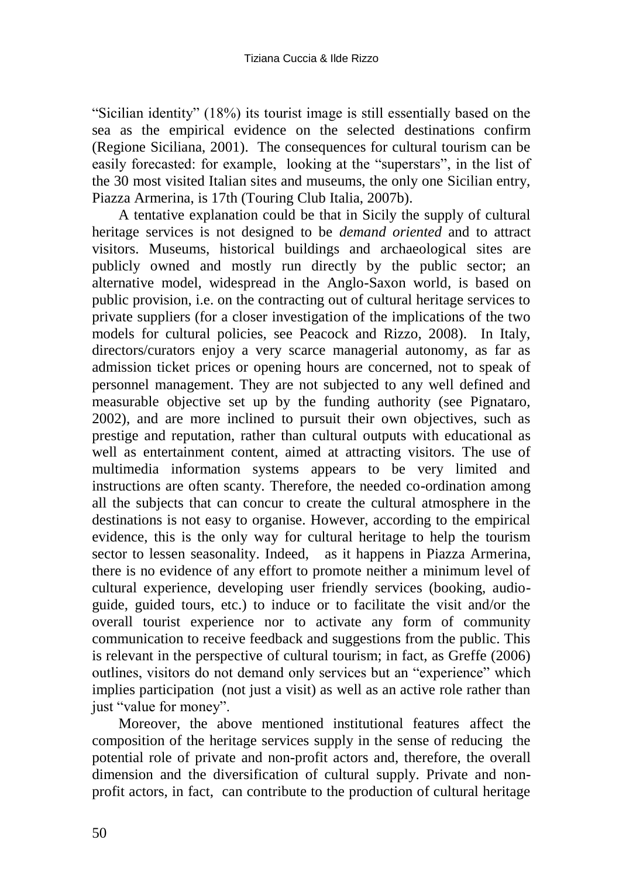"Sicilian identity" (18%) its tourist image is still essentially based on the sea as the empirical evidence on the selected destinations confirm (Regione Siciliana, 2001). The consequences for cultural tourism can be easily forecasted: for example, looking at the "superstars", in the list of the 30 most visited Italian sites and museums, the only one Sicilian entry, Piazza Armerina, is 17th (Touring Club Italia, 2007b).

A tentative explanation could be that in Sicily the supply of cultural heritage services is not designed to be *demand oriented* and to attract visitors. Museums, historical buildings and archaeological sites are publicly owned and mostly run directly by the public sector; an alternative model, widespread in the Anglo-Saxon world, is based on public provision, i.e. on the contracting out of cultural heritage services to private suppliers (for a closer investigation of the implications of the two models for cultural policies, see Peacock and Rizzo, 2008). In Italy, directors/curators enjoy a very scarce managerial autonomy, as far as admission ticket prices or opening hours are concerned, not to speak of personnel management. They are not subjected to any well defined and measurable objective set up by the funding authority (see Pignataro, 2002), and are more inclined to pursuit their own objectives, such as prestige and reputation, rather than cultural outputs with educational as well as entertainment content, aimed at attracting visitors. The use of multimedia information systems appears to be very limited and instructions are often scanty. Therefore, the needed co-ordination among all the subjects that can concur to create the cultural atmosphere in the destinations is not easy to organise. However, according to the empirical evidence, this is the only way for cultural heritage to help the tourism sector to lessen seasonality. Indeed, as it happens in Piazza Armerina, there is no evidence of any effort to promote neither a minimum level of cultural experience, developing user friendly services (booking, audio-guide, guided tours, etc.) to induce or to facilitate the visit and/or the overall tourist experience nor to activate any form of community communication to receive feedback and suggestions from the public. This is relevant in the perspective of cultural tourism; in fact, as Greffe (2006) outlines, visitors do not demand only services but an "experience" which implies participation (not just a visit) as well as an active role rather than just "value for money".

Moreover, the above mentioned institutional features affect the composition of the heritage services supply in the sense of reducing the potential role of private and non-profit actors and, therefore, the overall dimension and the diversification of cultural supply. Private and non-profit actors, in fact, can contribute to the production of cultural heritage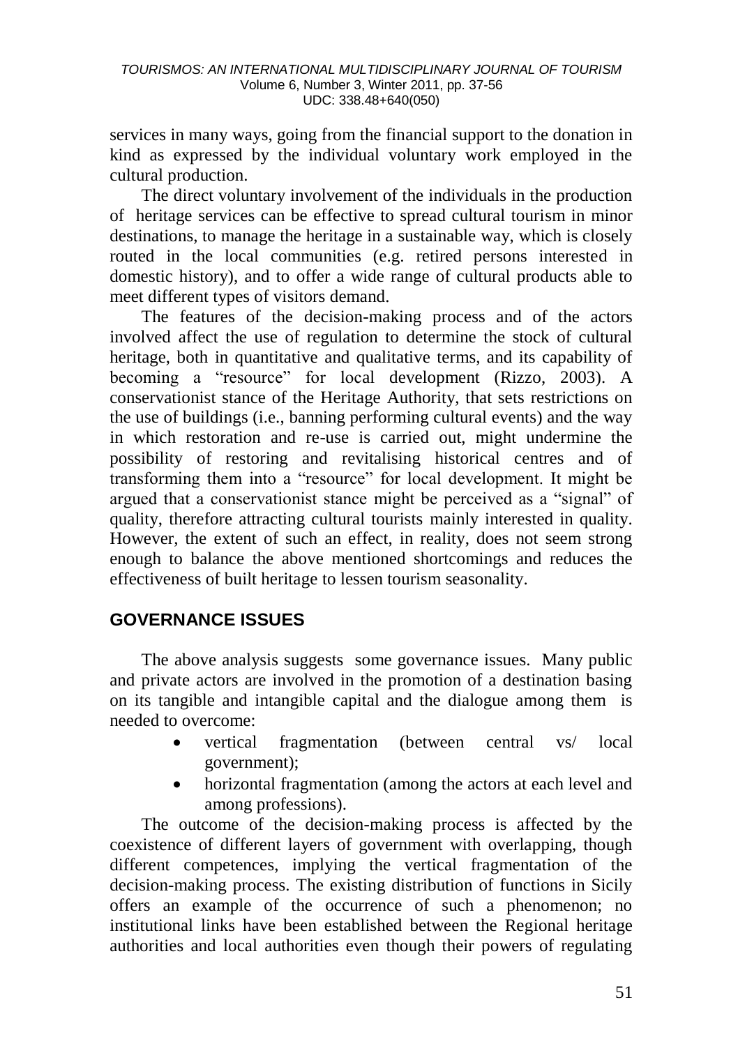services in many ways, going from the financial support to the donation in kind as expressed by the individual voluntary work employed in the cultural production.

The direct voluntary involvement of the individuals in the production of heritage services can be effective to spread cultural tourism in minor destinations, to manage the heritage in a sustainable way, which is closely routed in the local communities (e.g. retired persons interested in domestic history), and to offer a wide range of cultural products able to meet different types of visitors demand.

The features of the decision-making process and of the actors involved affect the use of regulation to determine the stock of cultural heritage, both in quantitative and qualitative terms, and its capability of becoming a "resource" for local development (Rizzo, 2003). A conservationist stance of the Heritage Authority, that sets restrictions on the use of buildings (i.e., banning performing cultural events) and the way in which restoration and re-use is carried out, might undermine the possibility of restoring and revitalising historical centres and of transforming them into a "resource" for local development. It might be argued that a conservationist stance might be perceived as a "signal" of quality, therefore attracting cultural tourists mainly interested in quality. However, the extent of such an effect, in reality, does not seem strong enough to balance the above mentioned shortcomings and reduces the effectiveness of built heritage to lessen tourism seasonality.

## GOVERNANCE ISSUES

The above analysis suggests some governance issues. Many public and private actors are involved in the promotion of a destination basing on its tangible and intangible capital and the dialogue among them is needed to overcome:

- vertical fragmentation (between central vs/ local government);
- horizontal fragmentation (among the actors at each level and among professions).

The outcome of the decision-making process is affected by the coexistence of different layers of government with overlapping, though different competences, implying the vertical fragmentation of the decision-making process. The existing distribution of functions in Sicily offers an example of the occurrence of such a phenomenon; no institutional links have been established between the Regional heritage authorities and local authorities even though their powers of regulating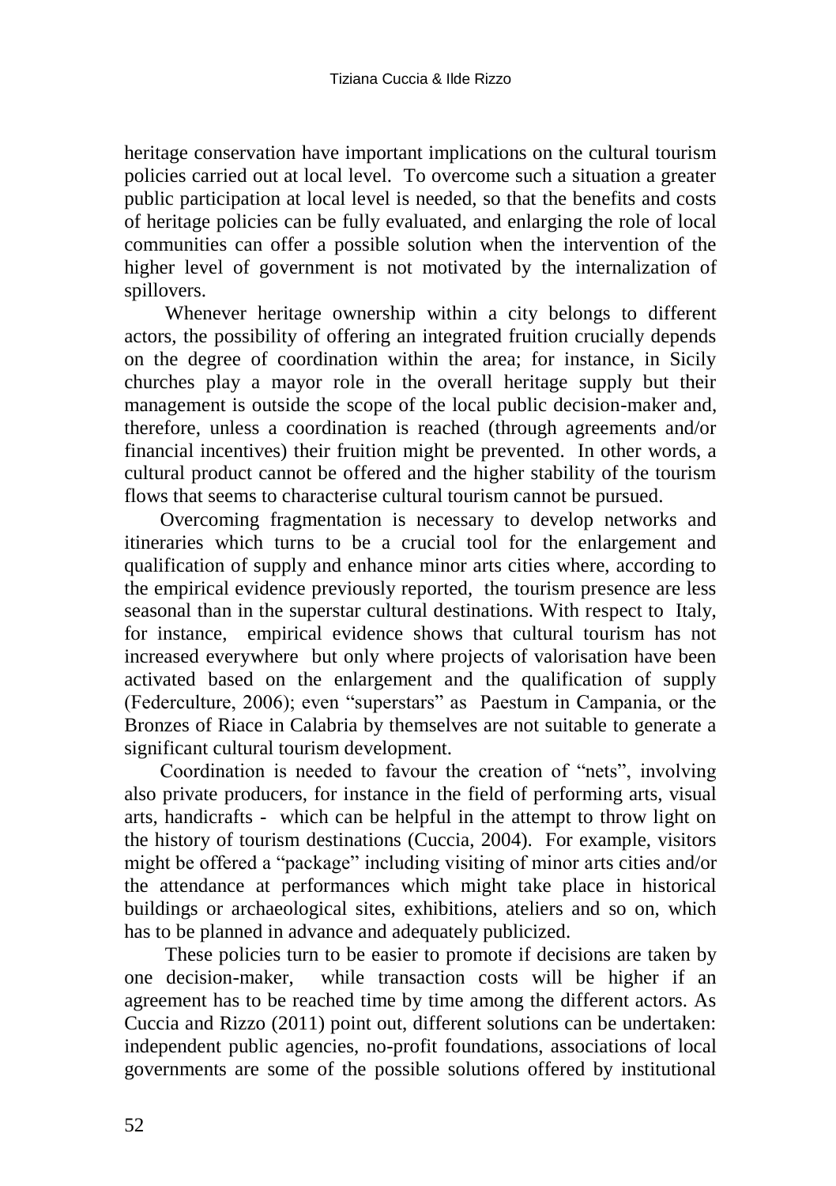heritage conservation have important implications on the cultural tourism policies carried out at local level. To overcome such a situation a greater public participation at local level is needed, so that the benefits and costs of heritage policies can be fully evaluated, and enlarging the role of local communities can offer a possible solution when the intervention of the higher level of government is not motivated by the internalization of spillovers.

Whenever heritage ownership within a city belongs to different actors, the possibility of offering an integrated fruition crucially depends on the degree of coordination within the area; for instance, in Sicily churches play a mayor role in the overall heritage supply but their management is outside the scope of the local public decision-maker and, therefore, unless a coordination is reached (through agreements and/or financial incentives) their fruition might be prevented. In other words, a cultural product cannot be offered and the higher stability of the tourism flows that seems to characterise cultural tourism cannot be pursued.

Overcoming fragmentation is necessary to develop networks and itineraries which turns to be a crucial tool for the enlargement and qualification of supply and enhance minor arts cities where, according to the empirical evidence previously reported, the tourism presence are less seasonal than in the superstar cultural destinations. With respect to Italy, for instance, empirical evidence shows that cultural tourism has not increased everywhere but only where projects of valorisation have been activated based on the enlargement and the qualification of supply (Federculture, 2006); even "superstars" as Paestum in Campania, or the Bronzes of Riace in Calabria by themselves are not suitable to generate a significant cultural tourism development.

Coordination is needed to favour the creation of "nets", involving also private producers, for instance in the field of performing arts, visual arts, handicrafts - which can be helpful in the attempt to throw light on the history of tourism destinations (Cuccia, 2004). For example, visitors might be offered a "package" including visiting of minor arts cities and/or the attendance at performances which might take place in historical buildings or archaeological sites, exhibitions, ateliers and so on, which has to be planned in advance and adequately publicized.

These policies turn to be easier to promote if decisions are taken by one decision-maker, while transaction costs will be higher if an agreement has to be reached time by time among the different actors. As Cuccia and Rizzo (2011) point out, different solutions can be undertaken: independent public agencies, no-profit foundations, associations of local governments are some of the possible solutions offered by institutional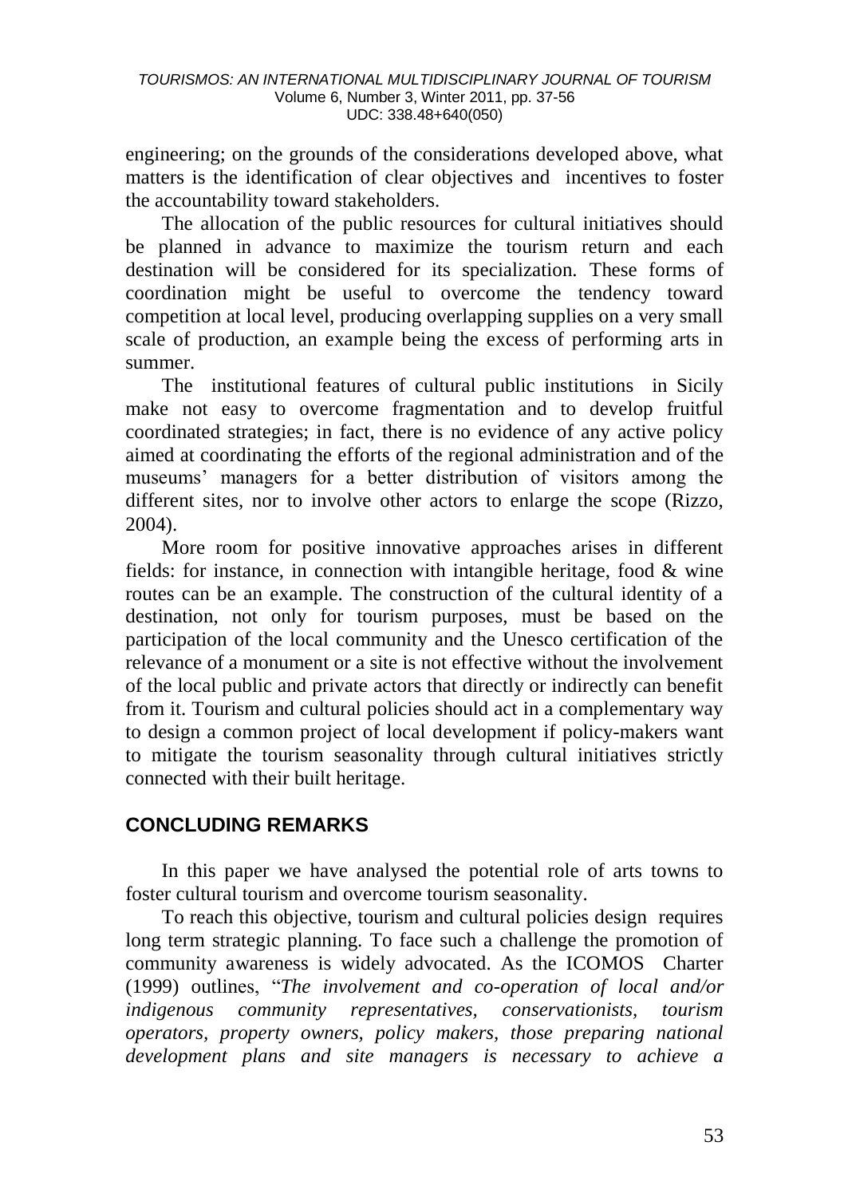engineering; on the grounds of the considerations developed above, what matters is the identification of clear objectives and incentives to foster the accountability toward stakeholders.

The allocation of the public resources for cultural initiatives should be planned in advance to maximize the tourism return and each destination will be considered for its specialization. These forms of coordination might be useful to overcome the tendency toward competition at local level, producing overlapping supplies on a very small scale of production, an example being the excess of performing arts in summer.

The institutional features of cultural public institutions in Sicily make not easy to overcome fragmentation and to develop fruitful coordinated strategies; in fact, there is no evidence of any active policy aimed at coordinating the efforts of the regional administration and of the museums' managers for a better distribution of visitors among the different sites, nor to involve other actors to enlarge the scope (Rizzo, 2004).

More room for positive innovative approaches arises in different fields: for instance, in connection with intangible heritage, food & wine routes can be an example. The construction of the cultural identity of a destination, not only for tourism purposes, must be based on the participation of the local community and the Unesco certification of the relevance of a monument or a site is not effective without the involvement of the local public and private actors that directly or indirectly can benefit from it. Tourism and cultural policies should act in a complementary way to design a common project of local development if policy-makers want to mitigate the tourism seasonality through cultural initiatives strictly connected with their built heritage.

## CONCLUDING REMARKS

In this paper we have analysed the potential role of arts towns to foster cultural tourism and overcome tourism seasonality.

To reach this objective, tourism and cultural policies design requires long term strategic planning. To face such a challenge the promotion of community awareness is widely advocated. As the ICOMOS Charter (1999) outlines, "*The involvement and co-operation of local and/or indigenous community representatives, conservationists, tourism operators, property owners, policy makers, those preparing national development plans and site managers is necessary to achieve a*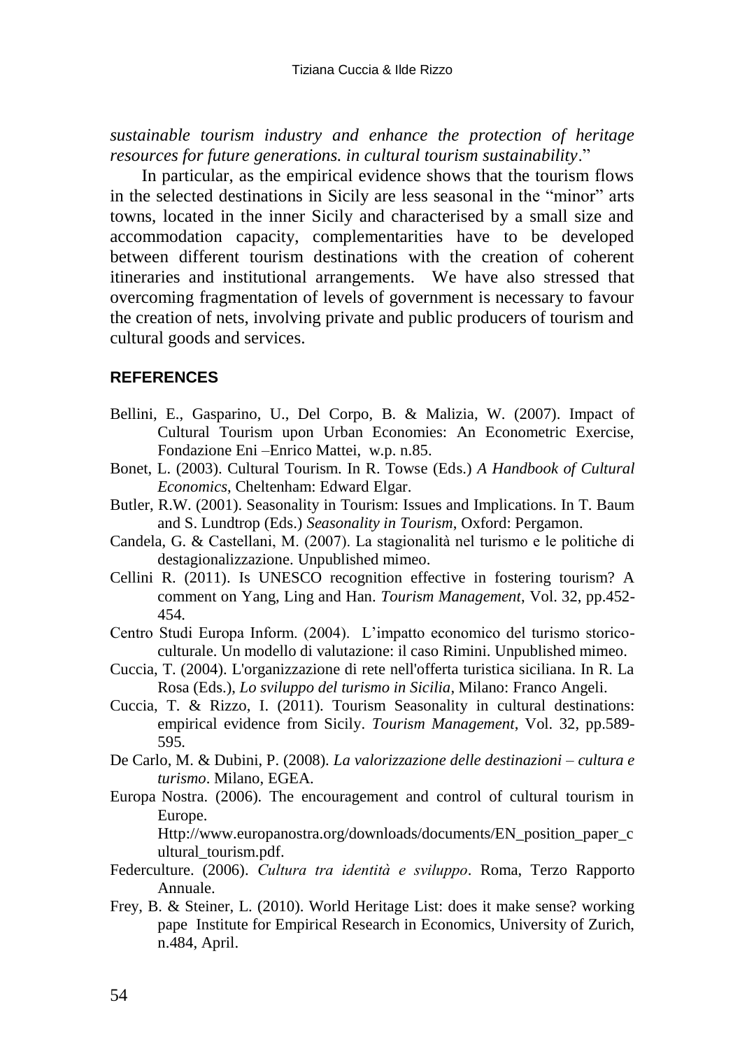*sustainable tourism industry and enhance the protection of heritage resources for future generations. in cultural tourism sustainability*."

In particular, as the empirical evidence shows that the tourism flows in the selected destinations in Sicily are less seasonal in the "minor" arts towns, located in the inner Sicily and characterised by a small size and accommodation capacity, complementarities have to be developed between different tourism destinations with the creation of coherent itineraries and institutional arrangements. We have also stressed that overcoming fragmentation of levels of government is necessary to favour the creation of nets, involving private and public producers of tourism and cultural goods and services.

## REFERENCES

Bellini, E., Gasparino, U., Del Corpo, B. & Malizia, W. (2007). Impact of Cultural Tourism upon Urban Economies: An Econometric Exercise, Fondazione Eni –Enrico Mattei, w.p. n.85.

Bonet, L. (2003). Cultural Tourism. In R. Towse (Eds.) *A Handbook of Cultural Economics*, Cheltenham: Edward Elgar.

Butler, R.W. (2001). Seasonality in Tourism: Issues and Implications. In T. Baum and S. Lundtrop (Eds.) *Seasonality in Tourism*, Oxford: Pergamon.

Candela, G. & Castellani, M. (2007). La stagionalità nel turismo e le politiche di destagionalizzazione. Unpublished mimeo.

Cellini R. (2011). Is UNESCO recognition effective in fostering tourism? A comment on Yang, Ling and Han. *Tourism Management*, Vol. 32, pp.452-454.

Centro Studi Europa Inform. (2004). L'impatto economico del turismo storico-culturale. Un modello di valutazione: il caso Rimini. Unpublished mimeo.

Cuccia, T. (2004). L'organizzazione di rete nell'offerta turistica siciliana. In R. La Rosa (Eds.), *Lo sviluppo del turismo in Sicilia*, Milano: Franco Angeli.

Cuccia, T. & Rizzo, I. (2011). Tourism Seasonality in cultural destinations: empirical evidence from Sicily. *Tourism Management*, Vol. 32, pp.589-595.

De Carlo, M. & Dubini, P. (2008). *La valorizzazione delle destinazioni – cultura e turismo*. Milano, EGEA.

Europa Nostra. (2006). The encouragement and control of cultural tourism in Europe. Http://www.europanostra.org/downloads/documents/EN_position_paper_cultural_tourism.pdf.

Federculture. (2006). *Cultura tra identità e sviluppo*. Roma, Terzo Rapporto Annuale.

Frey, B. & Steiner, L. (2010). World Heritage List: does it make sense? working pape Institute for Empirical Research in Economics, University of Zurich, n.484, April.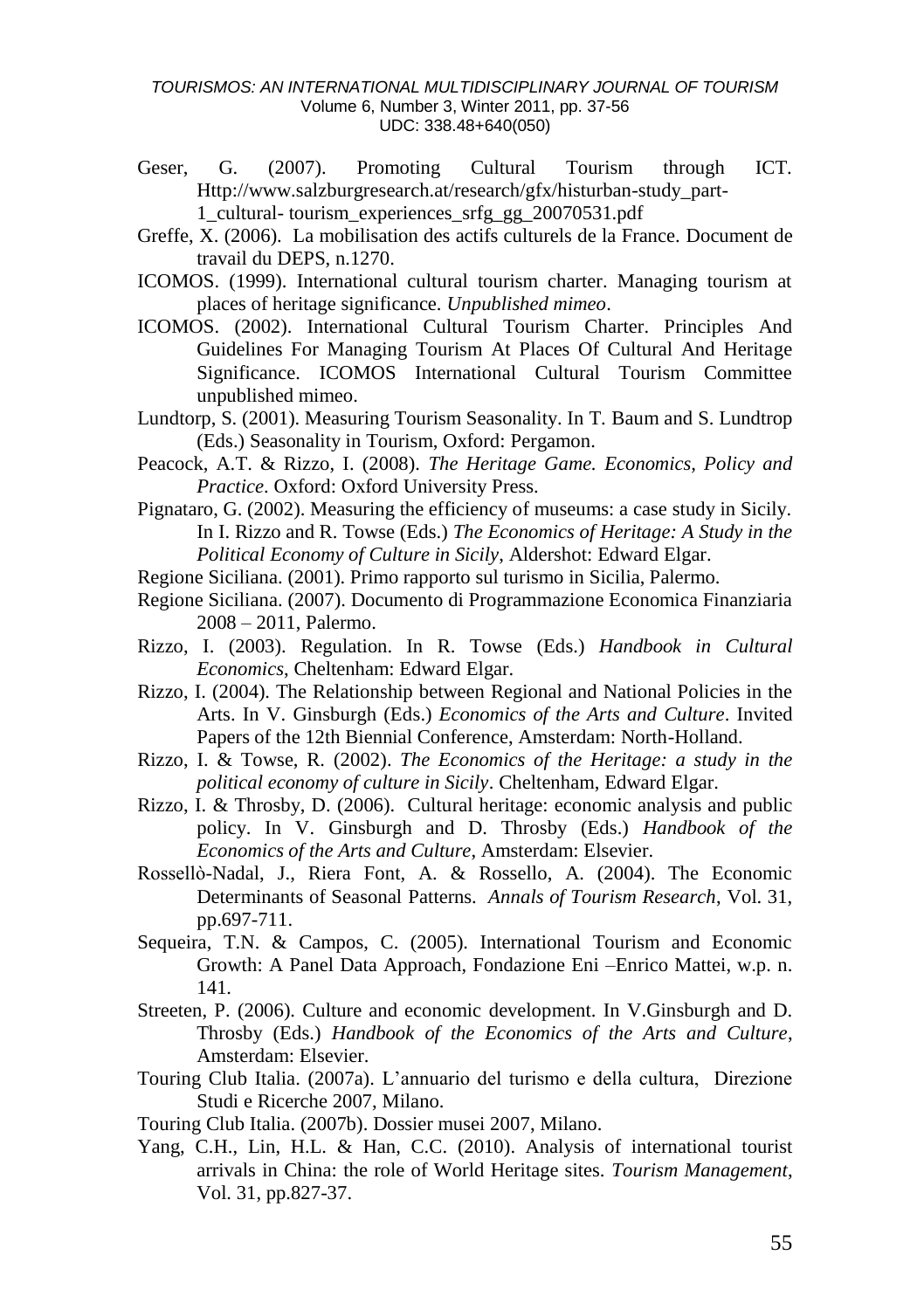Geser, G. (2007). Promoting Cultural Tourism through ICT. Http://www.salzburgresearch.at/research/gfx/histurban-study_part-1_cultural- tourism_experiences_srfg_gg_20070531.pdf

Greffe, X. (2006). La mobilisation des actifs culturels de la France. Document de travail du DEPS, n.1270.

ICOMOS. (1999). International cultural tourism charter. Managing tourism at places of heritage significance. *Unpublished mimeo*.

ICOMOS. (2002). International Cultural Tourism Charter. Principles And Guidelines For Managing Tourism At Places Of Cultural And Heritage Significance. ICOMOS International Cultural Tourism Committee unpublished mimeo.

Lundtorp, S. (2001). Measuring Tourism Seasonality. In T. Baum and S. Lundtrop (Eds.) Seasonality in Tourism, Oxford: Pergamon.

Peacock, A.T. & Rizzo, I. (2008). *The Heritage Game. Economics, Policy and Practice*. Oxford: Oxford University Press.

Pignataro, G. (2002). Measuring the efficiency of museums: a case study in Sicily. In I. Rizzo and R. Towse (Eds.) *The Economics of Heritage: A Study in the Political Economy of Culture in Sicily*, Aldershot: Edward Elgar.

Regione Siciliana. (2001). Primo rapporto sul turismo in Sicilia, Palermo.

Regione Siciliana. (2007). Documento di Programmazione Economica Finanziaria 2008 – 2011, Palermo.

Rizzo, I. (2003). Regulation. In R. Towse (Eds.) *Handbook in Cultural Economics*, Cheltenham: Edward Elgar.

Rizzo, I. (2004). The Relationship between Regional and National Policies in the Arts. In V. Ginsburgh (Eds.) *Economics of the Arts and Culture*. Invited Papers of the 12th Biennial Conference, Amsterdam: North-Holland.

Rizzo, I. & Towse, R. (2002). *The Economics of the Heritage: a study in the political economy of culture in Sicily*. Cheltenham, Edward Elgar.

Rizzo, I. & Throsby, D. (2006). Cultural heritage: economic analysis and public policy. In V. Ginsburgh and D. Throsby (Eds.) *Handbook of the Economics of the Arts and Culture*, Amsterdam: Elsevier.

Rossellò-Nadal, J., Riera Font, A. & Rossello, A. (2004). The Economic Determinants of Seasonal Patterns. *Annals of Tourism Research*, Vol. 31, pp.697-711.

Sequeira, T.N. & Campos, C. (2005). International Tourism and Economic Growth: A Panel Data Approach, Fondazione Eni –Enrico Mattei, w.p. n. 141.

Streeten, P. (2006). Culture and economic development. In V.Ginsburgh and D. Throsby (Eds.) *Handbook of the Economics of the Arts and Culture*, Amsterdam: Elsevier.

Touring Club Italia. (2007a). L'annuario del turismo e della cultura, Direzione Studi e Ricerche 2007, Milano.

Touring Club Italia. (2007b). Dossier musei 2007, Milano.

Yang, C.H., Lin, H.L. & Han, C.C. (2010). Analysis of international tourist arrivals in China: the role of World Heritage sites. *Tourism Management*, Vol. 31, pp.827-37.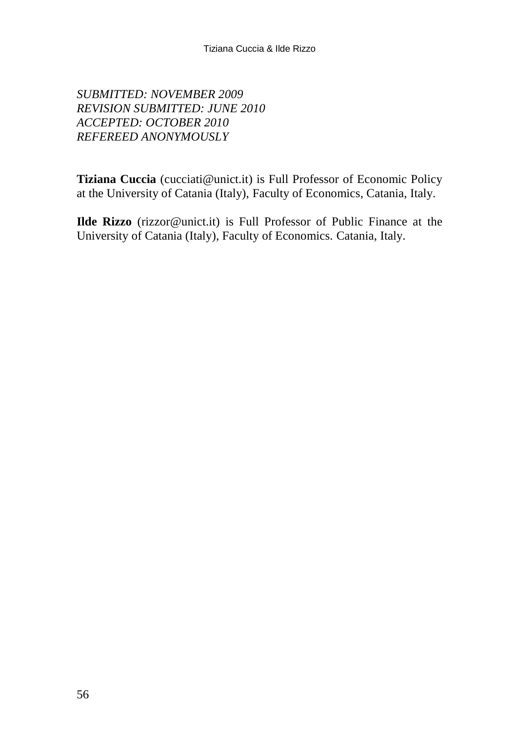*SUBMITTED: NOVEMBER 2009*
*REVISION SUBMITTED: JUNE 2010*
*ACCEPTED: OCTOBER 2010*
*REFEREED ANONYMOUSLY*

**Tiziana Cuccia** (cucciati@unict.it) is Full Professor of Economic Policy at the University of Catania (Italy), Faculty of Economics, Catania, Italy.

**Ilde Rizzo** (rizzor@unict.it) is Full Professor of Public Finance at the University of Catania (Italy), Faculty of Economics. Catania, Italy.